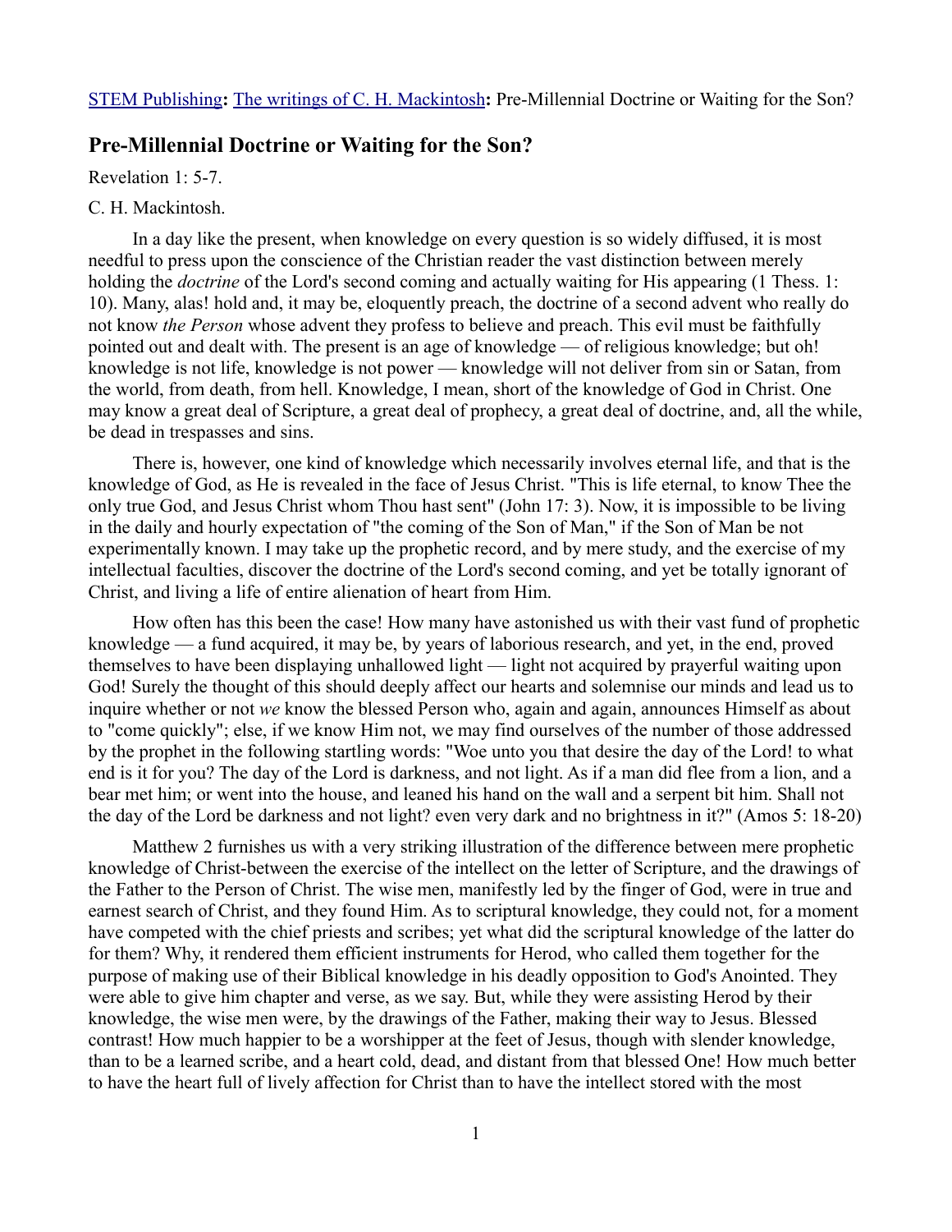STEM Publishing**:** The writings of C. H. Mackintosh**:** Pre-Millennial Doctrine or Waiting for the Son?

## Pre-Millennial Doctrine or Waiting for the Son?

Revelation 1: 5-7.

C. H. Mackintosh.

In a day like the present, when knowledge on every question is so widely diffused, it is most needful to press upon the conscience of the Christian reader the vast distinction between merely holding the *doctrine* of the Lord's second coming and actually waiting for His appearing (1 Thess. 1: 10). Many, alas! hold and, it may be, eloquently preach, the doctrine of a second advent who really do not know *the Person* whose advent they profess to believe and preach. This evil must be faithfully pointed out and dealt with. The present is an age of knowledge — of religious knowledge; but oh! knowledge is not life, knowledge is not power — knowledge will not deliver from sin or Satan, from the world, from death, from hell. Knowledge, I mean, short of the knowledge of God in Christ. One may know a great deal of Scripture, a great deal of prophecy, a great deal of doctrine, and, all the while, be dead in trespasses and sins.

There is, however, one kind of knowledge which necessarily involves eternal life, and that is the knowledge of God, as He is revealed in the face of Jesus Christ. "This is life eternal, to know Thee the only true God, and Jesus Christ whom Thou hast sent" (John 17: 3). Now, it is impossible to be living in the daily and hourly expectation of "the coming of the Son of Man," if the Son of Man be not experimentally known. I may take up the prophetic record, and by mere study, and the exercise of my intellectual faculties, discover the doctrine of the Lord's second coming, and yet be totally ignorant of Christ, and living a life of entire alienation of heart from Him.

How often has this been the case! How many have astonished us with their vast fund of prophetic knowledge — a fund acquired, it may be, by years of laborious research, and yet, in the end, proved themselves to have been displaying unhallowed light — light not acquired by prayerful waiting upon God! Surely the thought of this should deeply affect our hearts and solemnise our minds and lead us to inquire whether or not *we* know the blessed Person who, again and again, announces Himself as about to "come quickly"; else, if we know Him not, we may find ourselves of the number of those addressed by the prophet in the following startling words: "Woe unto you that desire the day of the Lord! to what end is it for you? The day of the Lord is darkness, and not light. As if a man did flee from a lion, and a bear met him; or went into the house, and leaned his hand on the wall and a serpent bit him. Shall not the day of the Lord be darkness and not light? even very dark and no brightness in it?" (Amos 5: 18-20)

Matthew 2 furnishes us with a very striking illustration of the difference between mere prophetic knowledge of Christ-between the exercise of the intellect on the letter of Scripture, and the drawings of the Father to the Person of Christ. The wise men, manifestly led by the finger of God, were in true and earnest search of Christ, and they found Him. As to scriptural knowledge, they could not, for a moment have competed with the chief priests and scribes; yet what did the scriptural knowledge of the latter do for them? Why, it rendered them efficient instruments for Herod, who called them together for the purpose of making use of their Biblical knowledge in his deadly opposition to God's Anointed. They were able to give him chapter and verse, as we say. But, while they were assisting Herod by their knowledge, the wise men were, by the drawings of the Father, making their way to Jesus. Blessed contrast! How much happier to be a worshipper at the feet of Jesus, though with slender knowledge, than to be a learned scribe, and a heart cold, dead, and distant from that blessed One! How much better to have the heart full of lively affection for Christ than to have the intellect stored with the most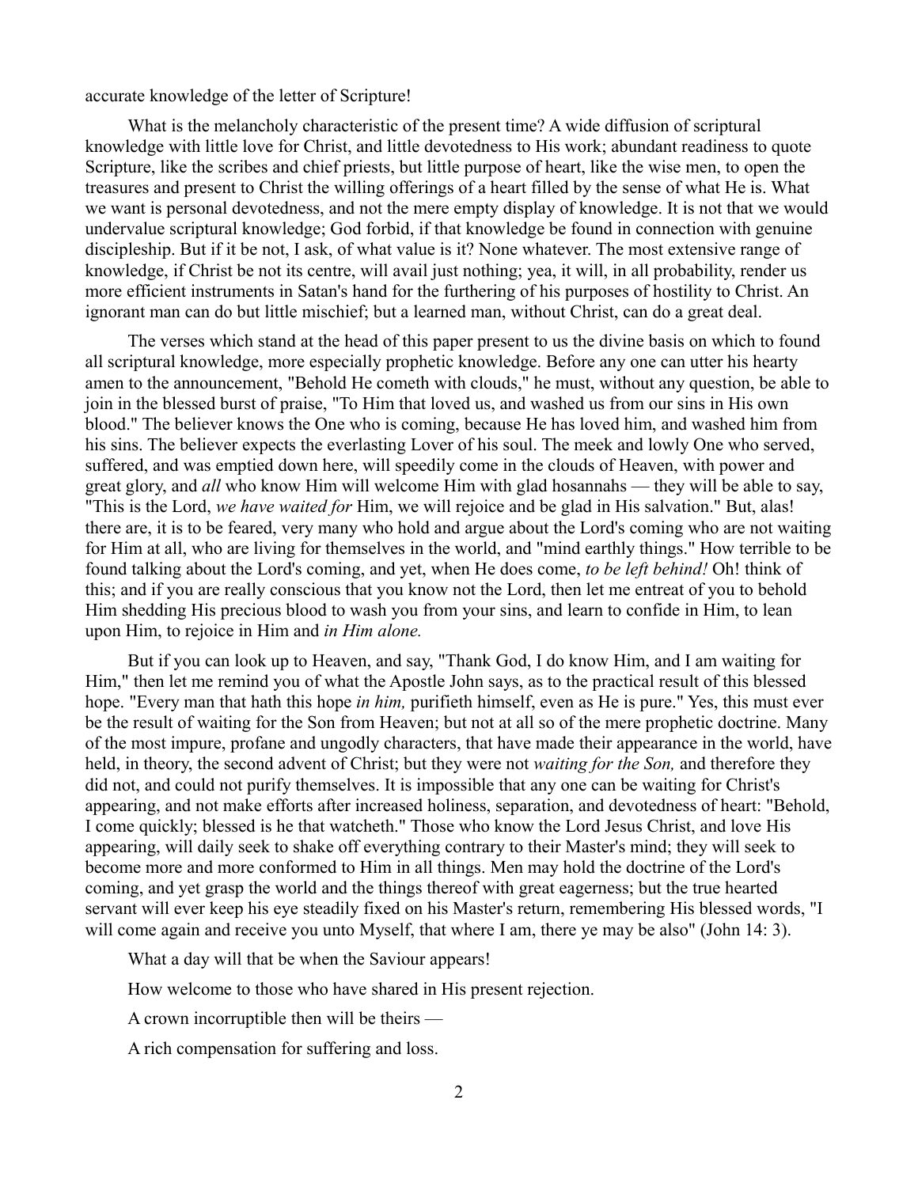accurate knowledge of the letter of Scripture!

What is the melancholy characteristic of the present time? A wide diffusion of scriptural knowledge with little love for Christ, and little devotedness to His work; abundant readiness to quote Scripture, like the scribes and chief priests, but little purpose of heart, like the wise men, to open the treasures and present to Christ the willing offerings of a heart filled by the sense of what He is. What we want is personal devotedness, and not the mere empty display of knowledge. It is not that we would undervalue scriptural knowledge; God forbid, if that knowledge be found in connection with genuine discipleship. But if it be not, I ask, of what value is it? None whatever. The most extensive range of knowledge, if Christ be not its centre, will avail just nothing; yea, it will, in all probability, render us more efficient instruments in Satan's hand for the furthering of his purposes of hostility to Christ. An ignorant man can do but little mischief; but a learned man, without Christ, can do a great deal.

The verses which stand at the head of this paper present to us the divine basis on which to found all scriptural knowledge, more especially prophetic knowledge. Before any one can utter his hearty amen to the announcement, "Behold He cometh with clouds," he must, without any question, be able to join in the blessed burst of praise, "To Him that loved us, and washed us from our sins in His own blood." The believer knows the One who is coming, because He has loved him, and washed him from his sins. The believer expects the everlasting Lover of his soul. The meek and lowly One who served, suffered, and was emptied down here, will speedily come in the clouds of Heaven, with power and great glory, and *all* who know Him will welcome Him with glad hosannahs — they will be able to say, "This is the Lord, *we have waited for* Him, we will rejoice and be glad in His salvation." But, alas! there are, it is to be feared, very many who hold and argue about the Lord's coming who are not waiting for Him at all, who are living for themselves in the world, and "mind earthly things." How terrible to be found talking about the Lord's coming, and yet, when He does come, *to be left behind!* Oh! think of this; and if you are really conscious that you know not the Lord, then let me entreat of you to behold Him shedding His precious blood to wash you from your sins, and learn to confide in Him, to lean upon Him, to rejoice in Him and *in Him alone.*

But if you can look up to Heaven, and say, "Thank God, I do know Him, and I am waiting for Him," then let me remind you of what the Apostle John says, as to the practical result of this blessed hope. "Every man that hath this hope *in him,* purifieth himself, even as He is pure." Yes, this must ever be the result of waiting for the Son from Heaven; but not at all so of the mere prophetic doctrine. Many of the most impure, profane and ungodly characters, that have made their appearance in the world, have held, in theory, the second advent of Christ; but they were not *waiting for the Son,* and therefore they did not, and could not purify themselves. It is impossible that any one can be waiting for Christ's appearing, and not make efforts after increased holiness, separation, and devotedness of heart: "Behold, I come quickly; blessed is he that watcheth." Those who know the Lord Jesus Christ, and love His appearing, will daily seek to shake off everything contrary to their Master's mind; they will seek to become more and more conformed to Him in all things. Men may hold the doctrine of the Lord's coming, and yet grasp the world and the things thereof with great eagerness; but the true hearted servant will ever keep his eye steadily fixed on his Master's return, remembering His blessed words, "I will come again and receive you unto Myself, that where I am, there ye may be also" (John 14: 3).

What a day will that be when the Saviour appears!

How welcome to those who have shared in His present rejection.

A crown incorruptible then will be theirs —

A rich compensation for suffering and loss.